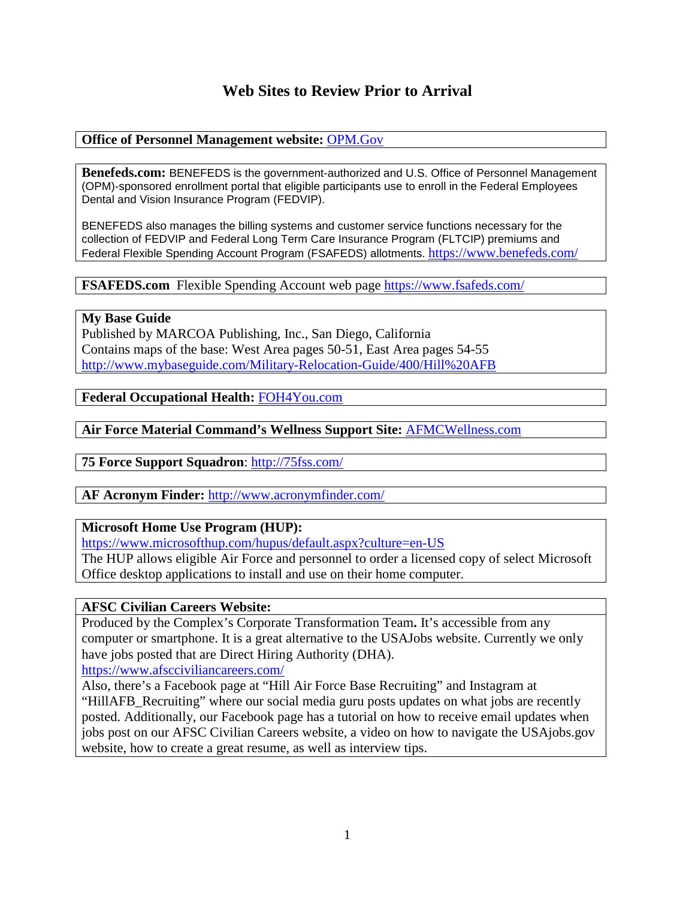# Web Sites to Review Prior to Arrival

**Office of Personnel Management website:** OPM.Gov

**Benefeds.com:** BENEFEDS is the government-authorized and U.S. Office of Personnel Management (OPM)-sponsored enrollment portal that eligible participants use to enroll in the Federal Employees Dental and Vision Insurance Program (FEDVIP).

BENEFEDS also manages the billing systems and customer service functions necessary for the collection of FEDVIP and Federal Long Term Care Insurance Program (FLTCIP) premiums and Federal Flexible Spending Account Program (FSAFEDS) allotments. https://www.benefeds.com/

**FSAFEDS.com** Flexible Spending Account web page https://www.fsafeds.com/

**My Base Guide**
Published by MARCOA Publishing, Inc., San Diego, California
Contains maps of the base: West Area pages 50-51, East Area pages 54-55
http://www.mybaseguide.com/Military-Relocation-Guide/400/Hill%20AFB

**Federal Occupational Health:** FOH4You.com

**Air Force Material Command's Wellness Support Site:** AFMCWellness.com

**75 Force Support Squadron**: http://75fss.com/

**AF Acronym Finder:** http://www.acronymfinder.com/

**Microsoft Home Use Program (HUP):**
https://www.microsofthup.com/hupus/default.aspx?culture=en-US
The HUP allows eligible Air Force and personnel to order a licensed copy of select Microsoft Office desktop applications to install and use on their home computer.

**AFSC Civilian Careers Website:**
Produced by the Complex's Corporate Transformation Team**.** It's accessible from any computer or smartphone. It is a great alternative to the USAJobs website. Currently we only have jobs posted that are Direct Hiring Authority (DHA).
https://www.afscciviliancareers.com/
Also, there's a Facebook page at "Hill Air Force Base Recruiting" and Instagram at "HillAFB_Recruiting" where our social media guru posts updates on what jobs are recently posted. Additionally, our Facebook page has a tutorial on how to receive email updates when jobs post on our AFSC Civilian Careers website, a video on how to navigate the USAjobs.gov website, how to create a great resume, as well as interview tips.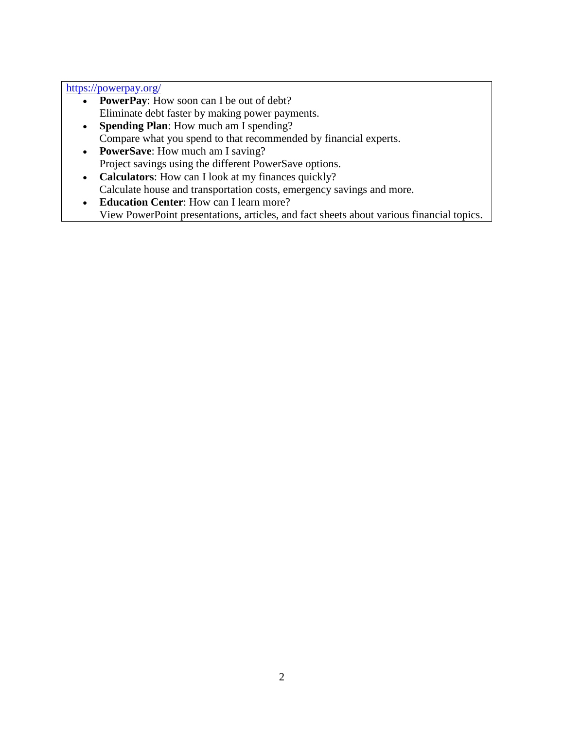https://powerpay.org/

- **PowerPay**: How soon can I be out of debt?
  Eliminate debt faster by making power payments.
- **Spending Plan**: How much am I spending?
  Compare what you spend to that recommended by financial experts.
- **PowerSave**: How much am I saving?
  Project savings using the different PowerSave options.
- **Calculators**: How can I look at my finances quickly?
  Calculate house and transportation costs, emergency savings and more.
- **Education Center**: How can I learn more?
  View PowerPoint presentations, articles, and fact sheets about various financial topics.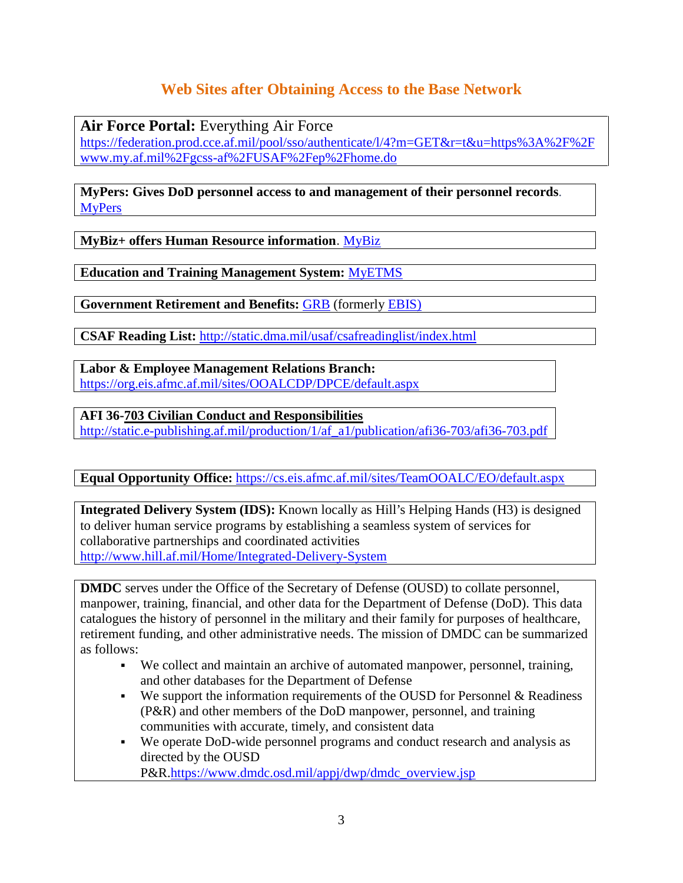## Web Sites after Obtaining Access to the Base Network

**Air Force Portal:** Everything Air Force
https://federation.prod.cce.af.mil/pool/sso/authenticate/l/4?m=GET&r=t&u=https%3A%2F%2Fwww.my.af.mil%2Fgcss-af%2FUSAF%2Fep%2Fhome.do

**MyPers: Gives DoD personnel access to and management of their personnel records**. MyPers

**MyBiz+ offers Human Resource information**. MyBiz

**Education and Training Management System:** MyETMS

**Government Retirement and Benefits:** GRB (formerly EBIS)

**CSAF Reading List:** http://static.dma.mil/usaf/csafreadinglist/index.html

**Labor & Employee Management Relations Branch:**
https://org.eis.afmc.af.mil/sites/OOALCDP/DPCE/default.aspx

**AFI 36-703 Civilian Conduct and Responsibilities**
http://static.e-publishing.af.mil/production/1/af_a1/publication/afi36-703/afi36-703.pdf

**Equal Opportunity Office:** https://cs.eis.afmc.af.mil/sites/TeamOOALC/EO/default.aspx

**Integrated Delivery System (IDS):** Known locally as Hill's Helping Hands (H3) is designed to deliver human service programs by establishing a seamless system of services for collaborative partnerships and coordinated activities
http://www.hill.af.mil/Home/Integrated-Delivery-System

**DMDC** serves under the Office of the Secretary of Defense (OUSD) to collate personnel, manpower, training, financial, and other data for the Department of Defense (DoD). This data catalogues the history of personnel in the military and their family for purposes of healthcare, retirement funding, and other administrative needs. The mission of DMDC can be summarized as follows:

- We collect and maintain an archive of automated manpower, personnel, training, and other databases for the Department of Defense
- We support the information requirements of the OUSD for Personnel & Readiness (P&R) and other members of the DoD manpower, personnel, and training communities with accurate, timely, and consistent data
- We operate DoD-wide personnel programs and conduct research and analysis as directed by the OUSD P&R.https://www.dmdc.osd.mil/appj/dwp/dmdc_overview.jsp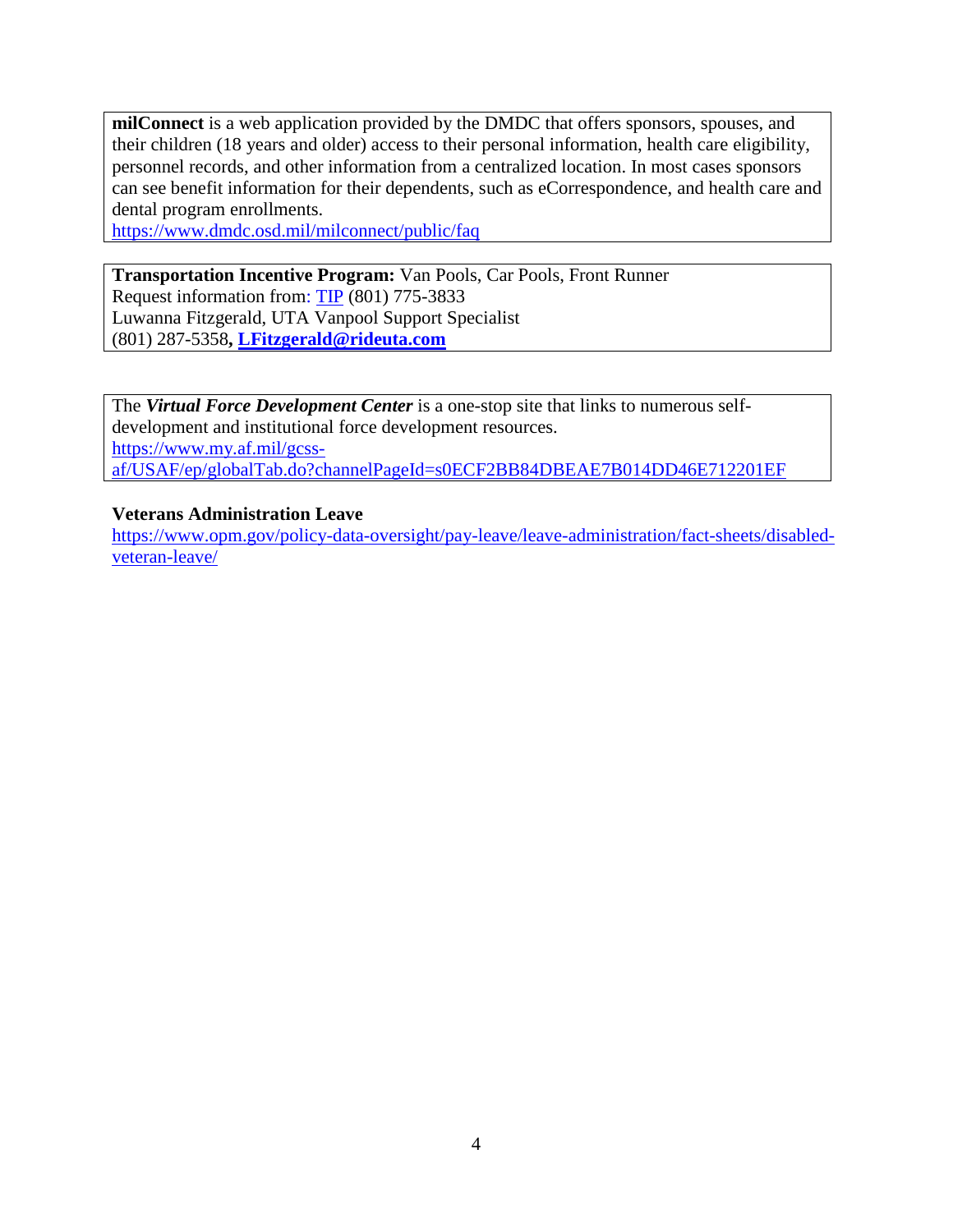**milConnect** is a web application provided by the DMDC that offers sponsors, spouses, and their children (18 years and older) access to their personal information, health care eligibility, personnel records, and other information from a centralized location. In most cases sponsors can see benefit information for their dependents, such as eCorrespondence, and health care and dental program enrollments.
https://www.dmdc.osd.mil/milconnect/public/faq

**Transportation Incentive Program:** Van Pools, Car Pools, Front Runner
Request information from: TIP (801) 775-3833
Luwanna Fitzgerald, UTA Vanpool Support Specialist
(801) 287-5358**, LFitzgerald@rideuta.com**

The ***Virtual Force Development Center*** is a one-stop site that links to numerous self-development and institutional force development resources.
https://www.my.af.mil/gcss-af/USAF/ep/globalTab.do?channelPageId=s0ECF2BB84DBEAE7B014DD46E712201EF

**Veterans Administration Leave**
https://www.opm.gov/policy-data-oversight/pay-leave/leave-administration/fact-sheets/disabled-veteran-leave/